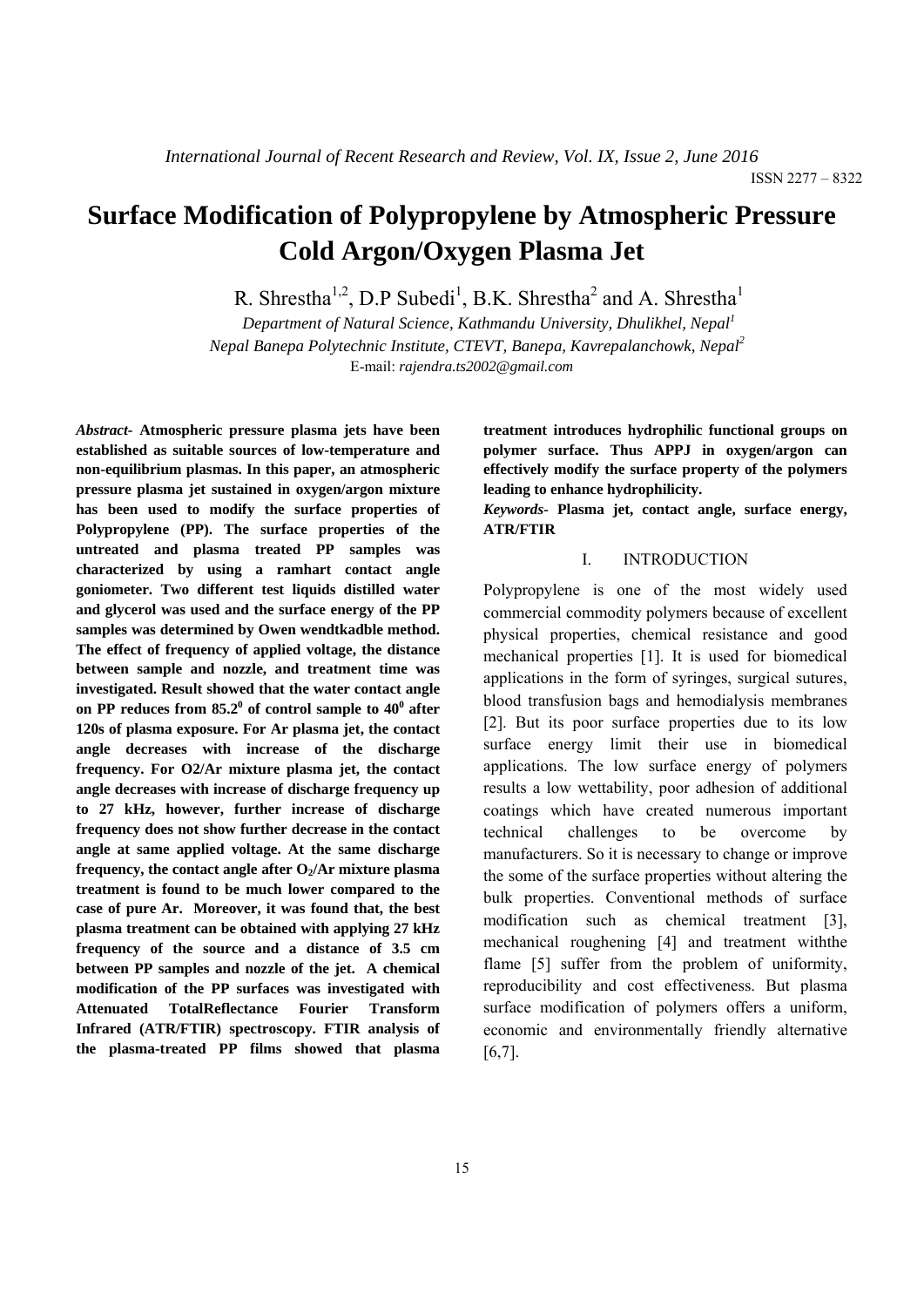# Surface Modification of Polypropylene by Atmospheric Pressure Cold Argon/Oxygen Plasma Jet

R. Shrestha[1,2], D.P Subedi[1], B.K. Shrestha[2] and A. Shrestha[1]

*Department of Natural Science, Kathmandu University, Dhulikhel, Nepal[1]*

*Nepal Banepa Polytechnic Institute, CTEVT, Banepa, Kavrepalanchowk, Nepal[2]*

E-mail: *rajendra.ts2002@gmail.com*

***Abstract*- Atmospheric pressure plasma jets have been established as suitable sources of low-temperature and non-equilibrium plasmas. In this paper, an atmospheric pressure plasma jet sustained in oxygen/argon mixture has been used to modify the surface properties of Polypropylene (PP). The surface properties of the untreated and plasma treated PP samples was characterized by using a ramhart contact angle goniometer. Two different test liquids distilled water and glycerol was used and the surface energy of the PP samples was determined by Owen wendtkadble method. The effect of frequency of applied voltage, the distance between sample and nozzle, and treatment time was investigated. Result showed that the water contact angle on PP reduces from $85.2^0$ of control sample to $40^0$ after 120s of plasma exposure. For Ar plasma jet, the contact angle decreases with increase of the discharge frequency. For O2/Ar mixture plasma jet, the contact angle decreases with increase of discharge frequency up to 27 kHz, however, further increase of discharge frequency does not show further decrease in the contact angle at same applied voltage. At the same discharge frequency, the contact angle after $O_2$/Ar mixture plasma treatment is found to be much lower compared to the case of pure Ar. Moreover, it was found that, the best plasma treatment can be obtained with applying 27 kHz frequency of the source and a distance of 3.5 cm between PP samples and nozzle of the jet. A chemical modification of the PP surfaces was investigated with Attenuated TotalReflectance Fourier Transform Infrared (ATR/FTIR) spectroscopy. FTIR analysis of the plasma-treated PP films showed that plasma treatment introduces hydrophilic functional groups on polymer surface. Thus APPJ in oxygen/argon can effectively modify the surface property of the polymers leading to enhance hydrophilicity.**

***Keywords*- Plasma jet, contact angle, surface energy, ATR/FTIR**

## I. INTRODUCTION

Polypropylene is one of the most widely used commercial commodity polymers because of excellent physical properties, chemical resistance and good mechanical properties [1]. It is used for biomedical applications in the form of syringes, surgical sutures, blood transfusion bags and hemodialysis membranes [2]. But its poor surface properties due to its low surface energy limit their use in biomedical applications. The low surface energy of polymers results a low wettability, poor adhesion of additional coatings which have created numerous important technical challenges to be overcome by manufacturers. So it is necessary to change or improve the some of the surface properties without altering the bulk properties. Conventional methods of surface modification such as chemical treatment [3], mechanical roughening [4] and treatment withthe flame [5] suffer from the problem of uniformity, reproducibility and cost effectiveness. But plasma surface modification of polymers offers a uniform, economic and environmentally friendly alternative [6,7].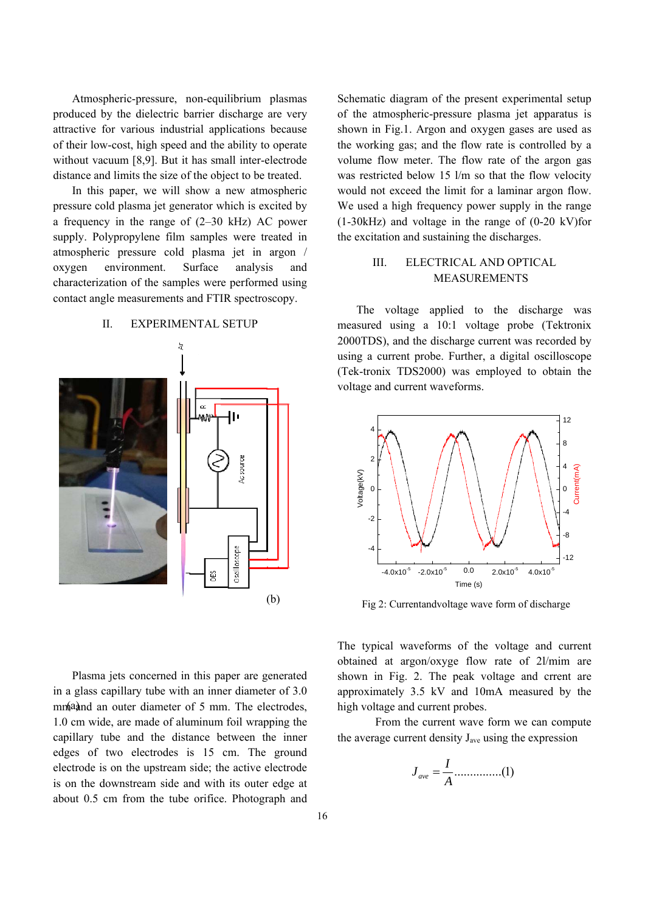Atmospheric-pressure, non-equilibrium plasmas produced by the dielectric barrier discharge are very attractive for various industrial applications because of their low-cost, high speed and the ability to operate without vacuum [8,9]. But it has small inter-electrode distance and limits the size of the object to be treated.

In this paper, we will show a new atmospheric pressure cold plasma jet generator which is excited by a frequency in the range of (2–30 kHz) AC power supply. Polypropylene film samples were treated in atmospheric pressure cold plasma jet in argon / oxygen environment. Surface analysis and characterization of the samples were performed using contact angle measurements and FTIR spectroscopy.

## II. EXPERIMENTAL SETUP

(a)

(b)

Plasma jets concerned in this paper are generated in a glass capillary tube with an inner diameter of 3.0 mm and an outer diameter of 5 mm. The electrodes, 1.0 cm wide, are made of aluminum foil wrapping the capillary tube and the distance between the inner edges of two electrodes is 15 cm. The ground electrode is on the upstream side; the active electrode is on the downstream side and with its outer edge at about 0.5 cm from the tube orifice. Photograph and Schematic diagram of the present experimental setup of the atmospheric-pressure plasma jet apparatus is shown in Fig.1. Argon and oxygen gases are used as the working gas; and the flow rate is controlled by a volume flow meter. The flow rate of the argon gas was restricted below 15 l/m so that the flow velocity would not exceed the limit for a laminar argon flow. We used a high frequency power supply in the range (1-30kHz) and voltage in the range of (0-20 kV)for the excitation and sustaining the discharges.

## III. ELECTRICAL AND OPTICAL MEASUREMENTS

The voltage applied to the discharge was measured using a 10:1 voltage probe (Tektronix 2000TDS), and the discharge current was recorded by using a current probe. Further, a digital oscilloscope (Tek-tronix TDS2000) was employed to obtain the voltage and current waveforms.

Fig 2: Currentandvoltage wave form of discharge

The typical waveforms of the voltage and current obtained at argon/oxyge flow rate of 2l/mim are shown in Fig. 2. The peak voltage and crrent are approximately 3.5 kV and 10mA measured by the high voltage and current probes.

From the current wave form we can compute the average current density $J_{ave}$ using the expression

$$J_{ave} = \frac{I}{A} \quad \text{..............(1)}$$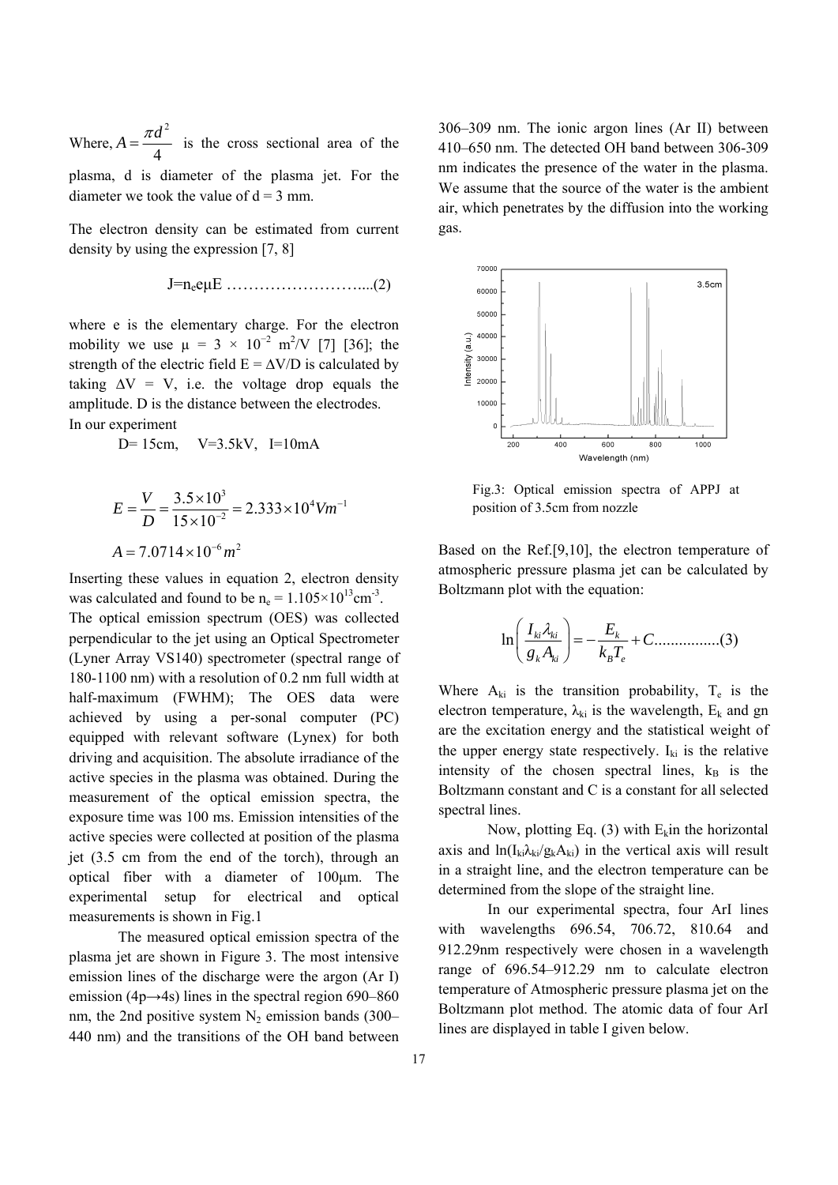Where, $A = \frac{\pi d^2}{4}$ is the cross sectional area of the plasma, d is diameter of the plasma jet. For the diameter we took the value of d = 3 mm.

The electron density can be estimated from current density by using the expression [7, 8]

$$J = n_e e \mu E \quad ..........................(2)$$

where e is the elementary charge. For the electron mobility we use $\mu = 3 \times 10^{-2}$ $m^2$/V [7] [36]; the strength of the electric field $E = \Delta V/D$ is calculated by taking $\Delta V = V$, i.e. the voltage drop equals the amplitude. D is the distance between the electrodes.

In our experiment

D= 15cm,   V=3.5kV,  I=10mA

$$E = \frac{V}{D} = \frac{3.5 \times 10^3}{15 \times 10^{-2}} = 2.333 \times 10^4 Vm^{-1}$$

$$A = 7.0714 \times 10^{-6} m^2$$

Inserting these values in equation 2, electron density was calculated and found to be $n_e = 1.105 \times 10^{13} cm^{-3}$.

The optical emission spectrum (OES) was collected perpendicular to the jet using an Optical Spectrometer (Lyner Array VS140) spectrometer (spectral range of 180-1100 nm) with a resolution of 0.2 nm full width at half-maximum (FWHM); The OES data were achieved by using a per-sonal computer (PC) equipped with relevant software (Lynex) for both driving and acquisition. The absolute irradiance of the active species in the plasma was obtained. During the measurement of the optical emission spectra, the exposure time was 100 ms. Emission intensities of the active species were collected at position of the plasma jet (3.5 cm from the end of the torch), through an optical fiber with a diameter of 100μm. The experimental setup for electrical and optical measurements is shown in Fig.1

The measured optical emission spectra of the plasma jet are shown in Figure 3. The most intensive emission lines of the discharge were the argon (Ar I) emission (4p→4s) lines in the spectral region 690–860 nm, the 2nd positive system $N_2$ emission bands (300–440 nm) and the transitions of the OH band between 306–309 nm. The ionic argon lines (Ar II) between 410–650 nm. The detected OH band between 306-309 nm indicates the presence of the water in the plasma. We assume that the source of the water is the ambient air, which penetrates by the diffusion into the working gas.

Fig.3: Optical emission spectra of APPJ at position of 3.5cm from nozzle

Based on the Ref.[9,10], the electron temperature of atmospheric pressure plasma jet can be calculated by Boltzmann plot with the equation:

$$\ln\left(\frac{I_{ki}\lambda_{ki}}{g_k A_{ki}}\right) = -\frac{E_k}{k_B T_e} + C \quad ................(3)$$

Where $A_{ki}$ is the transition probability, $T_e$ is the electron temperature, $\lambda_{ki}$ is the wavelength, $E_k$ and gn are the excitation energy and the statistical weight of the upper energy state respectively. $I_{ki}$ is the relative intensity of the chosen spectral lines, $k_B$ is the Boltzmann constant and C is a constant for all selected spectral lines.

Now, plotting Eq. (3) with $E_k$in the horizontal axis and $\ln(I_{ki}\lambda_{ki}/g_k A_{ki})$ in the vertical axis will result in a straight line, and the electron temperature can be determined from the slope of the straight line.

In our experimental spectra, four ArI lines with wavelengths 696.54, 706.72, 810.64 and 912.29nm respectively were chosen in a wavelength range of 696.54–912.29 nm to calculate electron temperature of Atmospheric pressure plasma jet on the Boltzmann plot method. The atomic data of four ArI lines are displayed in table I given below.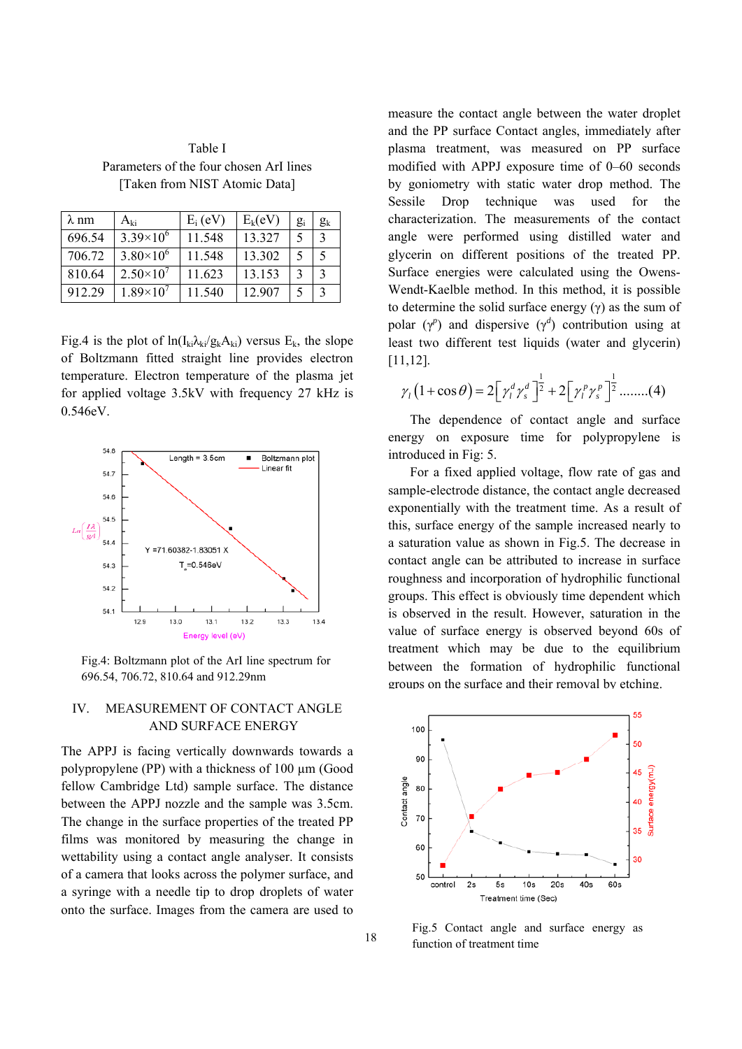Table I
Parameters of the four chosen ArI lines
[Taken from NIST Atomic Data]

| λ nm | $A_{ki}$ | $E_i$ (eV) | $E_k$(eV) | $g_i$ | $g_k$ |
|---|---|---|---|---|---|
| 696.54 | $3.39\times10^{6}$ | 11.548 | 13.327 | 5 | 3 |
| 706.72 | $3.80\times10^{6}$ | 11.548 | 13.302 | 5 | 5 |
| 810.64 | $2.50\times10^{7}$ | 11.623 | 13.153 | 3 | 3 |
| 912.29 | $1.89\times10^{7}$ | 11.540 | 12.907 | 5 | 3 |

Fig.4 is the plot of $\ln(I_{ki}\lambda_{ki}/g_k A_{ki})$ versus $E_k$, the slope of Boltzmann fitted straight line provides electron temperature. Electron temperature of the plasma jet for applied voltage 3.5kV with frequency 27 kHz is 0.546eV.

Fig.4: Boltzmann plot of the ArI line spectrum for 696.54, 706.72, 810.64 and 912.29nm

## IV. MEASUREMENT OF CONTACT ANGLE AND SURFACE ENERGY

The APPJ is facing vertically downwards towards a polypropylene (PP) with a thickness of 100 µm (Good fellow Cambridge Ltd) sample surface. The distance between the APPJ nozzle and the sample was 3.5cm. The change in the surface properties of the treated PP films was monitored by measuring the change in wettability using a contact angle analyser. It consists of a camera that looks across the polymer surface, and a syringe with a needle tip to drop droplets of water onto the surface. Images from the camera are used to measure the contact angle between the water droplet and the PP surface Contact angles, immediately after plasma treatment, was measured on PP surface modified with APPJ exposure time of 0–60 seconds by goniometry with static water drop method. The Sessile Drop technique was used for the characterization. The measurements of the contact angle were performed using distilled water and glycerin on different positions of the treated PP. Surface energies were calculated using the Owens-Wendt-Kaelble method. In this method, it is possible to determine the solid surface energy (γ) as the sum of polar ($\gamma^p$) and dispersive ($\gamma^d$) contribution using at least two different test liquids (water and glycerin) [11,12].

$$\gamma_l\left(1+\cos\theta\right)=2\left[\gamma_l^d\gamma_s^d\right]^{\frac{1}{2}}+2\left[\gamma_l^p\gamma_s^p\right]^{\frac{1}{2}} \quad ........(4)$$

The dependence of contact angle and surface energy on exposure time for polypropylene is introduced in Fig: 5.

For a fixed applied voltage, flow rate of gas and sample-electrode distance, the contact angle decreased exponentially with the treatment time. As a result of this, surface energy of the sample increased nearly to a saturation value as shown in Fig.5. The decrease in contact angle can be attributed to increase in surface roughness and incorporation of hydrophilic functional groups. This effect is obviously time dependent which is observed in the result. However, saturation in the value of surface energy is observed beyond 60s of treatment which may be due to the equilibrium between the formation of hydrophilic functional groups on the surface and their removal by etching.

Fig.5 Contact angle and surface energy as function of treatment time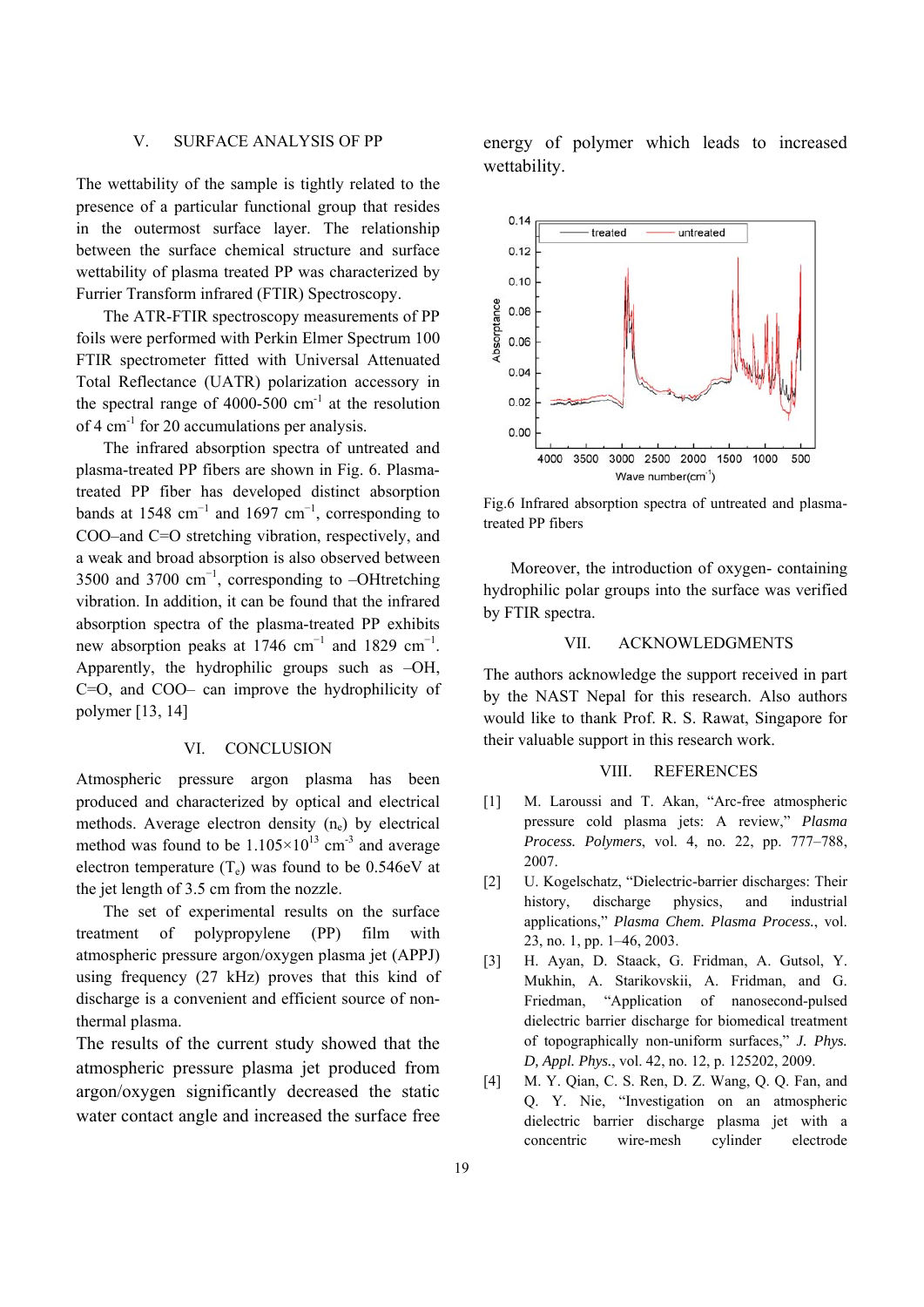## V. SURFACE ANALYSIS OF PP

The wettability of the sample is tightly related to the presence of a particular functional group that resides in the outermost surface layer. The relationship between the surface chemical structure and surface wettability of plasma treated PP was characterized by Furrier Transform infrared (FTIR) Spectroscopy.

The ATR-FTIR spectroscopy measurements of PP foils were performed with Perkin Elmer Spectrum 100 FTIR spectrometer fitted with Universal Attenuated Total Reflectance (UATR) polarization accessory in the spectral range of 4000-500 $cm^{-1}$ at the resolution of 4 $cm^{-1}$ for 20 accumulations per analysis.

The infrared absorption spectra of untreated and plasma-treated PP fibers are shown in Fig. 6. Plasma-treated PP fiber has developed distinct absorption bands at 1548 $cm^{-1}$ and 1697 $cm^{-1}$, corresponding to COO– and C=O stretching vibration, respectively, and a weak and broad absorption is also observed between 3500 and 3700 $cm^{-1}$, corresponding to –OHtretching vibration. In addition, it can be found that the infrared absorption spectra of the plasma-treated PP exhibits new absorption peaks at 1746 $cm^{-1}$ and 1829 $cm^{-1}$. Apparently, the hydrophilic groups such as –OH, C=O, and COO– can improve the hydrophilicity of polymer [13, 14]

## VI. CONCLUSION

Atmospheric pressure argon plasma has been produced and characterized by optical and electrical methods. Average electron density ($n_e$) by electrical method was found to be $1.105\times10^{13}$ $cm^{-3}$ and average electron temperature ($T_e$) was found to be 0.546eV at the jet length of 3.5 cm from the nozzle.

The set of experimental results on the surface treatment of polypropylene (PP) film with atmospheric pressure argon/oxygen plasma jet (APPJ) using frequency (27 kHz) proves that this kind of discharge is a convenient and efficient source of non-thermal plasma.

The results of the current study showed that the atmospheric pressure plasma jet produced from argon/oxygen significantly decreased the static water contact angle and increased the surface free energy of polymer which leads to increased wettability.

Fig.6 Infrared absorption spectra of untreated and plasma-treated PP fibers

Moreover, the introduction of oxygen- containing hydrophilic polar groups into the surface was verified by FTIR spectra.

## VII. ACKNOWLEDGMENTS

The authors acknowledge the support received in part by the NAST Nepal for this research. Also authors would like to thank Prof. R. S. Rawat, Singapore for their valuable support in this research work.

## VIII. REFERENCES

[1] M. Laroussi and T. Akan, "Arc-free atmospheric pressure cold plasma jets: A review," *Plasma Process. Polymers*, vol. 4, no. 22, pp. 777–788, 2007.

[2] U. Kogelschatz, "Dielectric-barrier discharges: Their history, discharge physics, and industrial applications," *Plasma Chem. Plasma Process.*, vol. 23, no. 1, pp. 1–46, 2003.

[3] H. Ayan, D. Staack, G. Fridman, A. Gutsol, Y. Mukhin, A. Starikovskii, A. Fridman, and G. Friedman, "Application of nanosecond-pulsed dielectric barrier discharge for biomedical treatment of topographically non-uniform surfaces," *J. Phys. D, Appl. Phys.*, vol. 42, no. 12, p. 125202, 2009.

[4] M. Y. Qian, C. S. Ren, D. Z. Wang, Q. Q. Fan, and Q. Y. Nie, "Investigation on an atmospheric dielectric barrier discharge plasma jet with a concentric wire-mesh cylinder electrode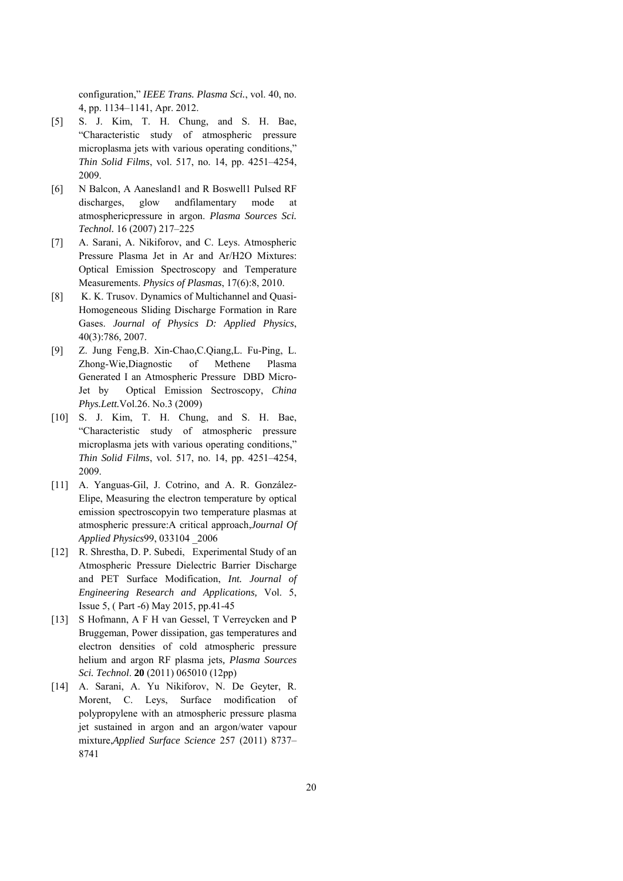configuration," *IEEE Trans. Plasma Sci.*, vol. 40, no. 4, pp. 1134–1141, Apr. 2012.

[5] S. J. Kim, T. H. Chung, and S. H. Bae, "Characteristic study of atmospheric pressure microplasma jets with various operating conditions," *Thin Solid Films*, vol. 517, no. 14, pp. 4251–4254, 2009.

[6] N Balcon, A Aanesland1 and R Boswell1 Pulsed RF discharges, glow andfilamentary mode at atmosphericpressure in argon. *Plasma Sources Sci. Technol.* 16 (2007) 217–225

[7] A. Sarani, A. Nikiforov, and C. Leys. Atmospheric Pressure Plasma Jet in Ar and Ar/H2O Mixtures: Optical Emission Spectroscopy and Temperature Measurements. *Physics of Plasmas*, 17(6):8, 2010.

[8] K. K. Trusov. Dynamics of Multichannel and Quasi-Homogeneous Sliding Discharge Formation in Rare Gases. *Journal of Physics D: Applied Physics*, 40(3):786, 2007.

[9] Z. Jung Feng,B. Xin-Chao,C.Qiang,L. Fu-Ping, L. Zhong-Wie,Diagnostic of Methene Plasma Generated I an Atmospheric Pressure DBD Micro-Jet by Optical Emission Sectroscopy, *China Phys.Lett.*Vol.26. No.3 (2009)

[10] S. J. Kim, T. H. Chung, and S. H. Bae, "Characteristic study of atmospheric pressure microplasma jets with various operating conditions," *Thin Solid Films*, vol. 517, no. 14, pp. 4251–4254, 2009.

[11] A. Yanguas-Gil, J. Cotrino, and A. R. González-Elipe, Measuring the electron temperature by optical emission spectroscopyin two temperature plasmas at atmospheric pressure:A critical approach,*Journal Of Applied Physics*99, 033104 _2006

[12] R. Shrestha, D. P. Subedi, Experimental Study of an Atmospheric Pressure Dielectric Barrier Discharge and PET Surface Modification, *Int. Journal of Engineering Research and Applications,* Vol. 5, Issue 5, ( Part -6) May 2015, pp.41-45

[13] S Hofmann, A F H van Gessel, T Verreycken and P Bruggeman, Power dissipation, gas temperatures and electron densities of cold atmospheric pressure helium and argon RF plasma jets, *Plasma Sources Sci. Technol*. **20** (2011) 065010 (12pp)

[14] A. Sarani, A. Yu Nikiforov, N. De Geyter, R. Morent, C. Leys, Surface modification of polypropylene with an atmospheric pressure plasma jet sustained in argon and an argon/water vapour mixture,*Applied Surface Science* 257 (2011) 8737–8741